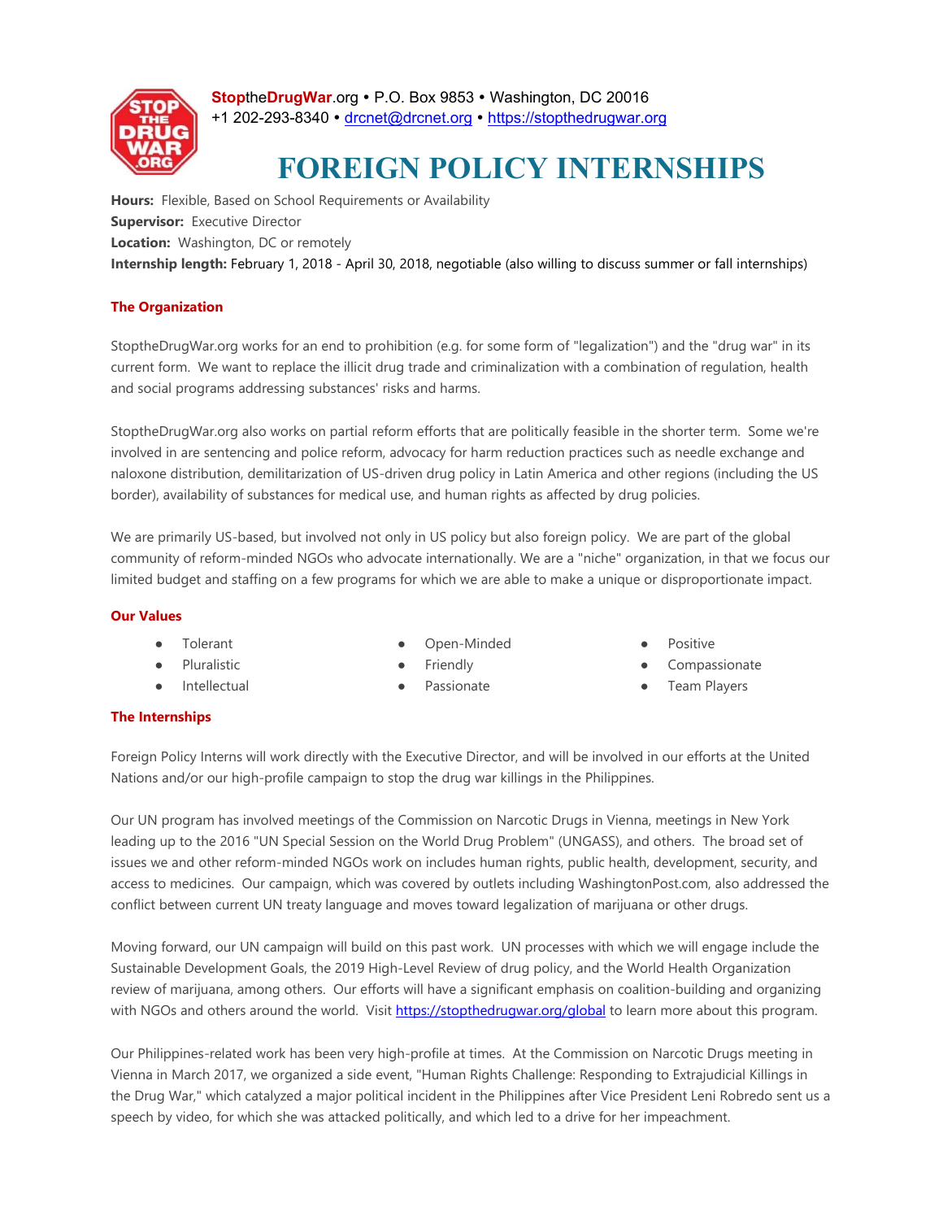**StoptheDrugWar**.org • P.O. Box 9853 • Washington, DC 20016
+1 202-293-8340 • drcnet@drcnet.org • https://stopthedrugwar.org

# FOREIGN POLICY INTERNSHIPS

**Hours:** Flexible, Based on School Requirements or Availability
**Supervisor:** Executive Director
**Location:** Washington, DC or remotely
**Internship length:** February 1, 2018 - April 30, 2018, negotiable (also willing to discuss summer or fall internships)

## The Organization

StoptheDrugWar.org works for an end to prohibition (e.g. for some form of "legalization") and the "drug war" in its current form. We want to replace the illicit drug trade and criminalization with a combination of regulation, health and social programs addressing substances' risks and harms.

StoptheDrugWar.org also works on partial reform efforts that are politically feasible in the shorter term. Some we're involved in are sentencing and police reform, advocacy for harm reduction practices such as needle exchange and naloxone distribution, demilitarization of US-driven drug policy in Latin America and other regions (including the US border), availability of substances for medical use, and human rights as affected by drug policies.

We are primarily US-based, but involved not only in US policy but also foreign policy. We are part of the global community of reform-minded NGOs who advocate internationally. We are a "niche" organization, in that we focus our limited budget and staffing on a few programs for which we are able to make a unique or disproportionate impact.

## Our Values

- Tolerant
- Pluralistic
- Intellectual
- Open-Minded
- Friendly
- Passionate
- Positive
- Compassionate
- Team Players

## The Internships

Foreign Policy Interns will work directly with the Executive Director, and will be involved in our efforts at the United Nations and/or our high-profile campaign to stop the drug war killings in the Philippines.

Our UN program has involved meetings of the Commission on Narcotic Drugs in Vienna, meetings in New York leading up to the 2016 "UN Special Session on the World Drug Problem" (UNGASS), and others. The broad set of issues we and other reform-minded NGOs work on includes human rights, public health, development, security, and access to medicines. Our campaign, which was covered by outlets including WashingtonPost.com, also addressed the conflict between current UN treaty language and moves toward legalization of marijuana or other drugs.

Moving forward, our UN campaign will build on this past work. UN processes with which we will engage include the Sustainable Development Goals, the 2019 High-Level Review of drug policy, and the World Health Organization review of marijuana, among others. Our efforts will have a significant emphasis on coalition-building and organizing with NGOs and others around the world. Visit https://stopthedrugwar.org/global to learn more about this program.

Our Philippines-related work has been very high-profile at times. At the Commission on Narcotic Drugs meeting in Vienna in March 2017, we organized a side event, "Human Rights Challenge: Responding to Extrajudicial Killings in the Drug War," which catalyzed a major political incident in the Philippines after Vice President Leni Robredo sent us a speech by video, for which she was attacked politically, and which led to a drive for her impeachment.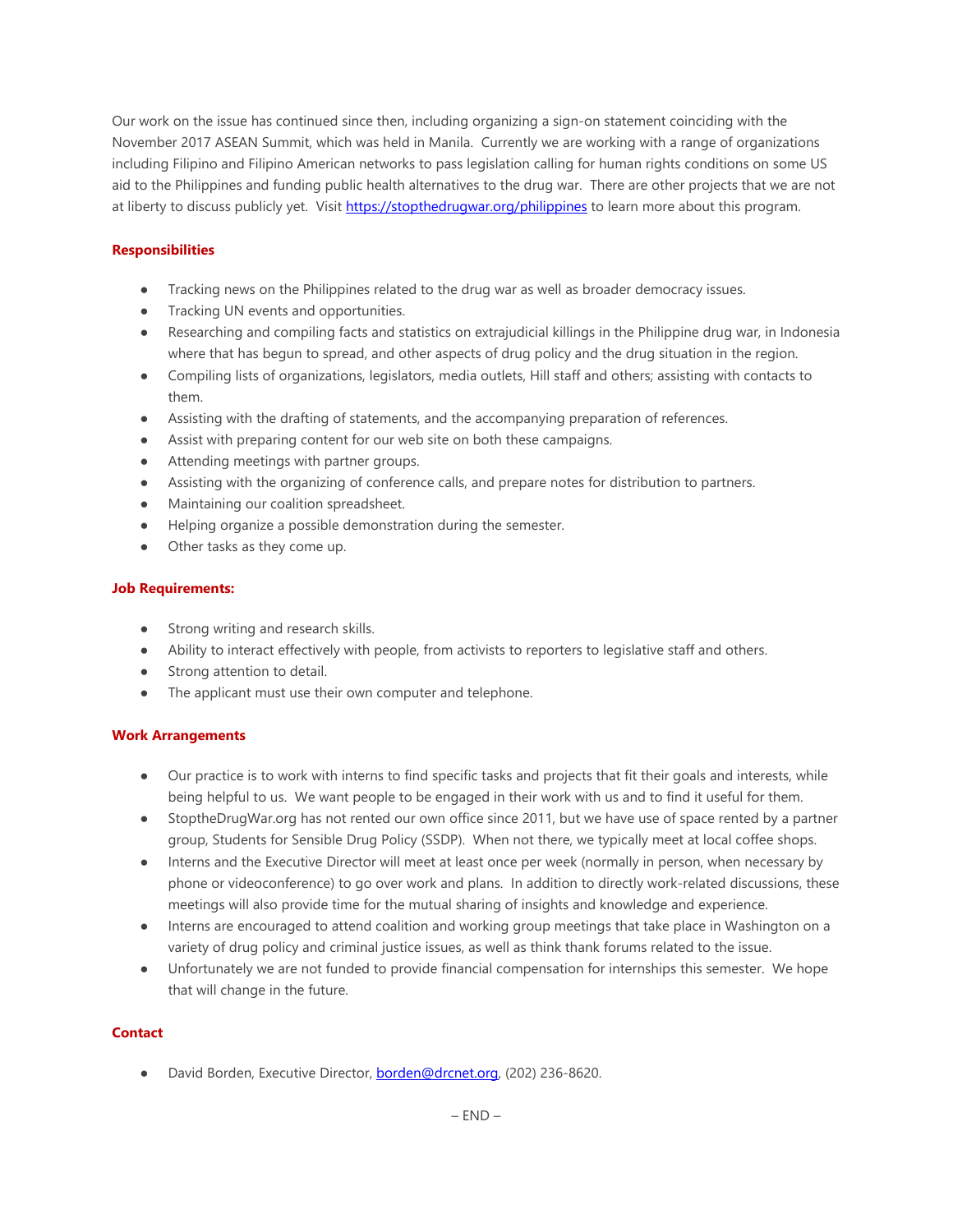Our work on the issue has continued since then, including organizing a sign-on statement coinciding with the November 2017 ASEAN Summit, which was held in Manila. Currently we are working with a range of organizations including Filipino and Filipino American networks to pass legislation calling for human rights conditions on some US aid to the Philippines and funding public health alternatives to the drug war. There are other projects that we are not at liberty to discuss publicly yet. Visit https://stopthedrugwar.org/philippines to learn more about this program.

### Responsibilities

- Tracking news on the Philippines related to the drug war as well as broader democracy issues.
- Tracking UN events and opportunities.
- Researching and compiling facts and statistics on extrajudicial killings in the Philippine drug war, in Indonesia where that has begun to spread, and other aspects of drug policy and the drug situation in the region.
- Compiling lists of organizations, legislators, media outlets, Hill staff and others; assisting with contacts to them.
- Assisting with the drafting of statements, and the accompanying preparation of references.
- Assist with preparing content for our web site on both these campaigns.
- Attending meetings with partner groups.
- Assisting with the organizing of conference calls, and prepare notes for distribution to partners.
- Maintaining our coalition spreadsheet.
- Helping organize a possible demonstration during the semester.
- Other tasks as they come up.

### Job Requirements:

- Strong writing and research skills.
- Ability to interact effectively with people, from activists to reporters to legislative staff and others.
- Strong attention to detail.
- The applicant must use their own computer and telephone.

### Work Arrangements

- Our practice is to work with interns to find specific tasks and projects that fit their goals and interests, while being helpful to us. We want people to be engaged in their work with us and to find it useful for them.
- StoptheDrugWar.org has not rented our own office since 2011, but we have use of space rented by a partner group, Students for Sensible Drug Policy (SSDP). When not there, we typically meet at local coffee shops.
- Interns and the Executive Director will meet at least once per week (normally in person, when necessary by phone or videoconference) to go over work and plans. In addition to directly work-related discussions, these meetings will also provide time for the mutual sharing of insights and knowledge and experience.
- Interns are encouraged to attend coalition and working group meetings that take place in Washington on a variety of drug policy and criminal justice issues, as well as think thank forums related to the issue.
- Unfortunately we are not funded to provide financial compensation for internships this semester. We hope that will change in the future.

### Contact

- David Borden, Executive Director, borden@drcnet.org, (202) 236-8620.

– END –